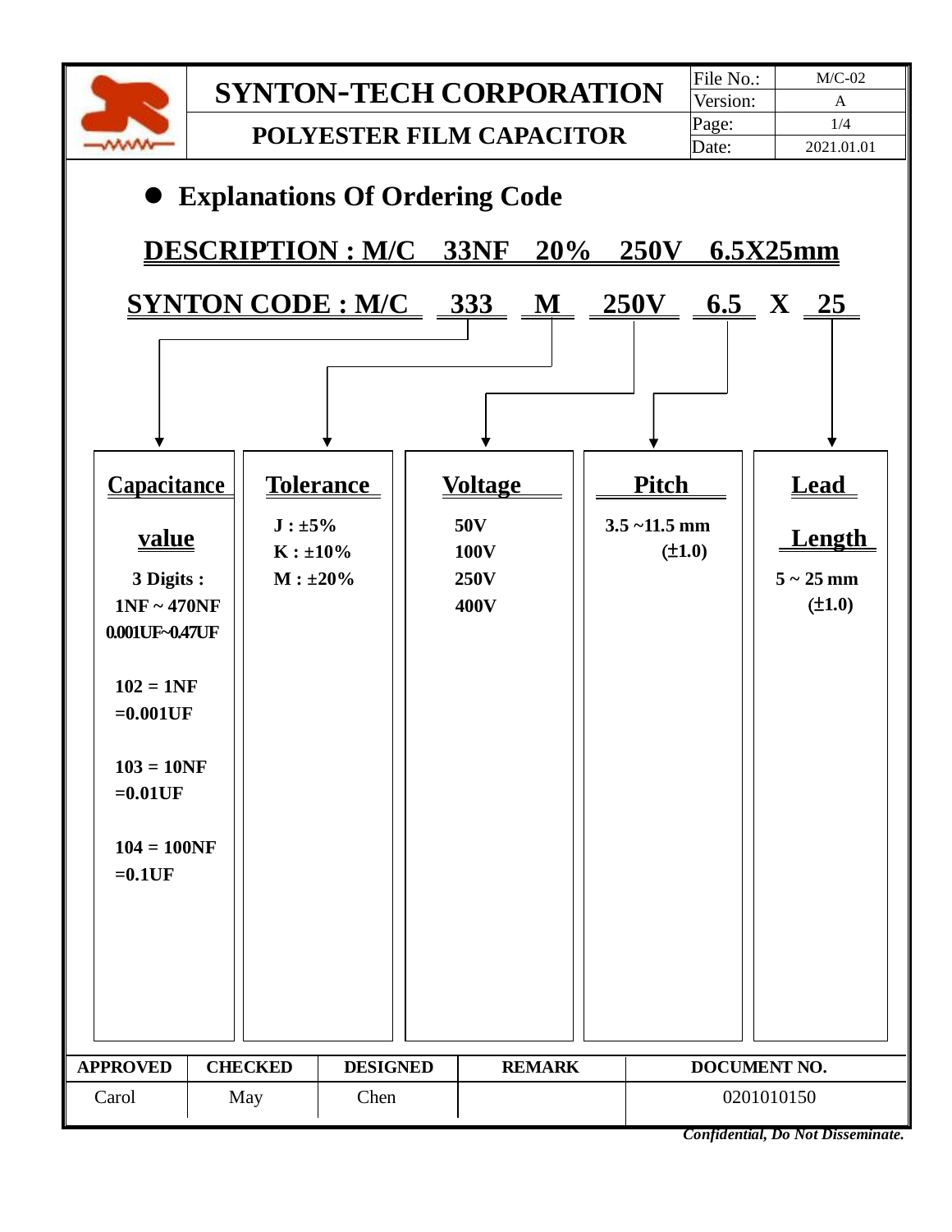# SYNTON-TECH CORPORATION

## POLYESTER FILM CAPACITOR

| File No.: | M/C-02 |
| --- | --- |
| Version: | A |
| Page: | 1/4 |
| Date: | 2021.01.01 |

- **Explanations Of Ordering Code**

**DESCRIPTION : M/C 33NF 20% 250V 6.5X25mm**

**SYNTON CODE : M/C 333 M 250V 6.5 X 25**

| Capacitance value | Tolerance | Voltage | Pitch | Lead Length |
| --- | --- | --- | --- | --- |
| 3 Digits :<br>1NF ~ 470NF<br>0.001UF~0.47UF<br><br>102 = 1NF =0.001UF<br><br>103 = 10NF =0.01UF<br><br>104 = 100NF =0.1UF | J : ±5%<br>K : ±10%<br>M : ±20% | 50V<br>100V<br>250V<br>400V | 3.5 ~11.5 mm (±1.0) | 5 ~ 25 mm (±1.0) |

| APPROVED | CHECKED | DESIGNED | REMARK | DOCUMENT NO. |
| --- | --- | --- | --- | --- |
| Carol | May | Chen | | 0201010150 |

*Confidential, Do Not Disseminate.*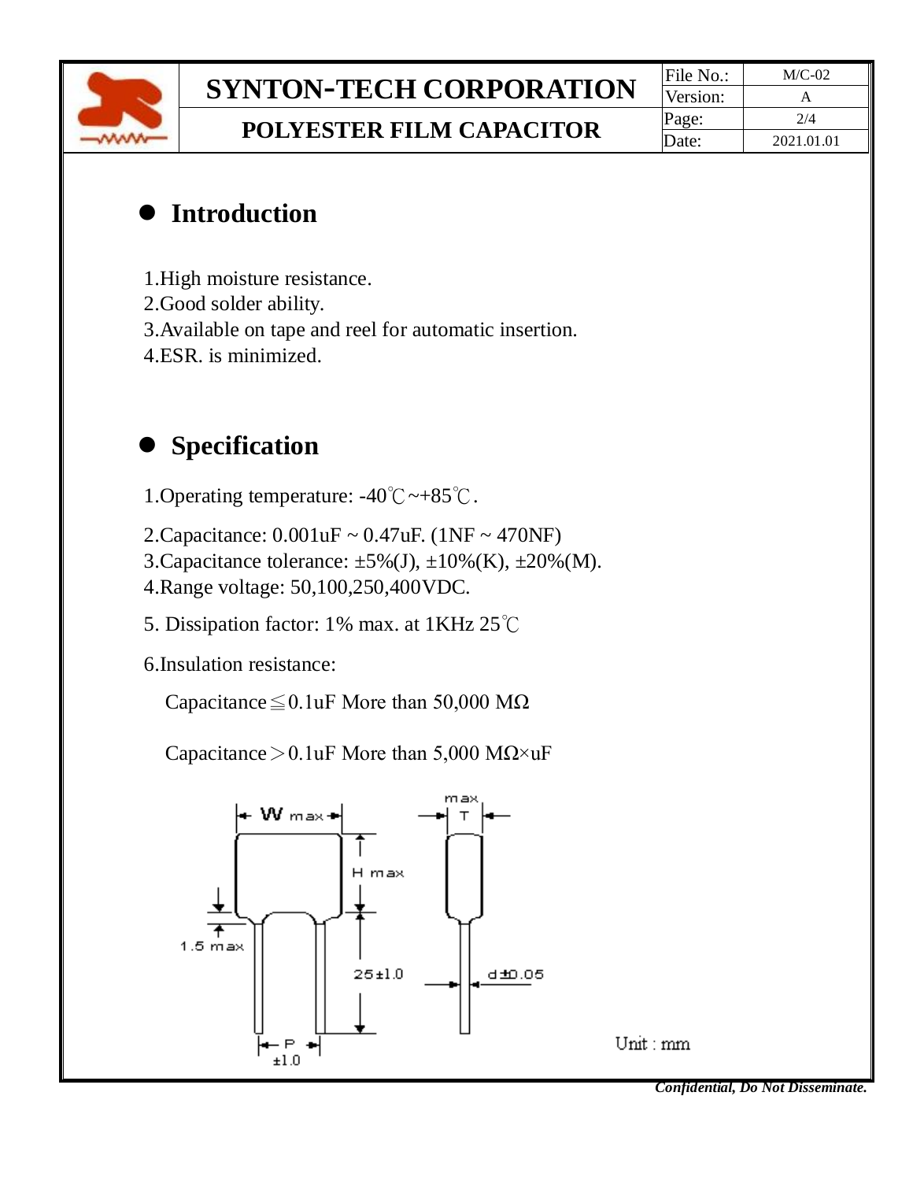# Introduction

1.High moisture resistance.
2.Good solder ability.
3.Available on tape and reel for automatic insertion.
4.ESR. is minimized.

# Specification

1.Operating temperature: -40℃~+85℃.

2.Capacitance: 0.001uF ~ 0.47uF. (1NF ~ 470NF)
3.Capacitance tolerance: ±5%(J), ±10%(K), ±20%(M).
4.Range voltage: 50,100,250,400VDC.

5. Dissipation factor: 1% max. at 1KHz 25℃

6.Insulation resistance:

Capacitance≦0.1uF More than 50,000 MΩ

Capacitance＞0.1uF More than 5,000 MΩ×uF

W max
H max
1.5 max
25±1.0
P ±1.0
max T
d±0.05

Unit : mm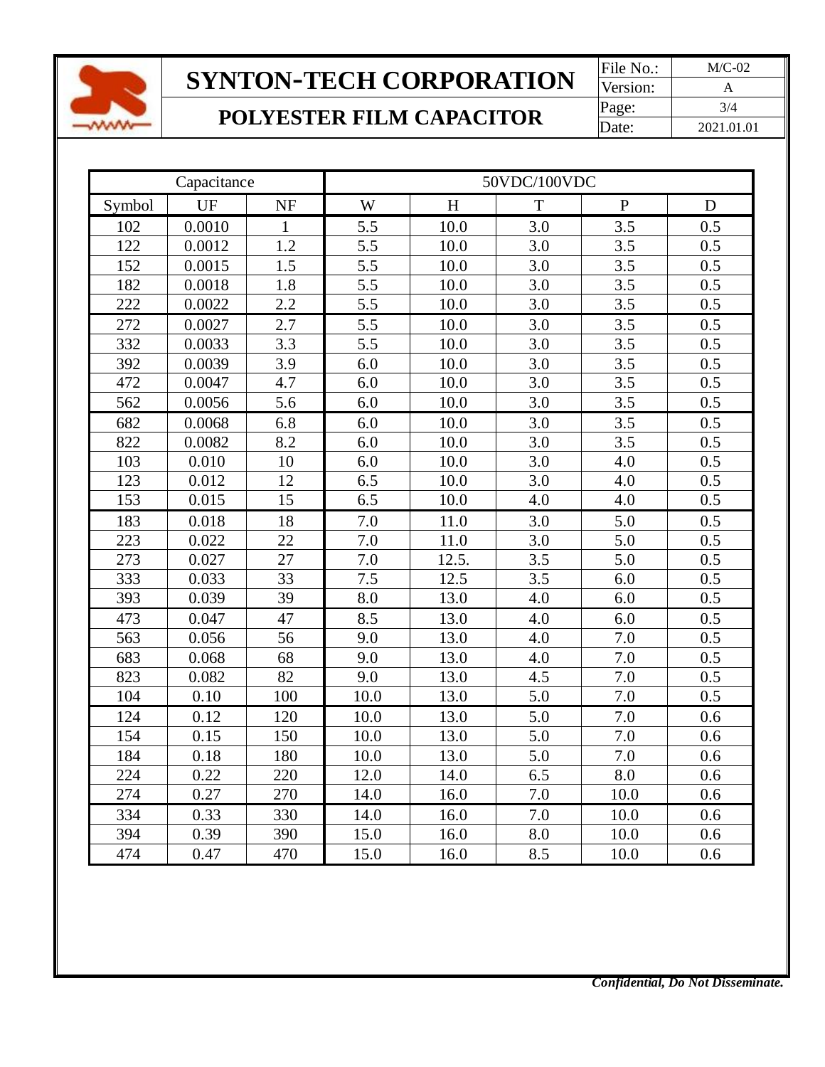# SYNTON-TECH CORPORATION

## POLYESTER FILM CAPACITOR

| File No.: | M/C-02 |
|---|---|
| Version: | A |
| Page: | 3/4 |
| Date: | 2021.01.01 |

| Capacitance | | | 50VDC/100VDC | | | | |
|---|---|---|---|---|---|---|---|
| Symbol | UF | NF | W | H | T | P | D |
| 102 | 0.0010 | 1 | 5.5 | 10.0 | 3.0 | 3.5 | 0.5 |
| 122 | 0.0012 | 1.2 | 5.5 | 10.0 | 3.0 | 3.5 | 0.5 |
| 152 | 0.0015 | 1.5 | 5.5 | 10.0 | 3.0 | 3.5 | 0.5 |
| 182 | 0.0018 | 1.8 | 5.5 | 10.0 | 3.0 | 3.5 | 0.5 |
| 222 | 0.0022 | 2.2 | 5.5 | 10.0 | 3.0 | 3.5 | 0.5 |
| 272 | 0.0027 | 2.7 | 5.5 | 10.0 | 3.0 | 3.5 | 0.5 |
| 332 | 0.0033 | 3.3 | 5.5 | 10.0 | 3.0 | 3.5 | 0.5 |
| 392 | 0.0039 | 3.9 | 6.0 | 10.0 | 3.0 | 3.5 | 0.5 |
| 472 | 0.0047 | 4.7 | 6.0 | 10.0 | 3.0 | 3.5 | 0.5 |
| 562 | 0.0056 | 5.6 | 6.0 | 10.0 | 3.0 | 3.5 | 0.5 |
| 682 | 0.0068 | 6.8 | 6.0 | 10.0 | 3.0 | 3.5 | 0.5 |
| 822 | 0.0082 | 8.2 | 6.0 | 10.0 | 3.0 | 3.5 | 0.5 |
| 103 | 0.010 | 10 | 6.0 | 10.0 | 3.0 | 4.0 | 0.5 |
| 123 | 0.012 | 12 | 6.5 | 10.0 | 3.0 | 4.0 | 0.5 |
| 153 | 0.015 | 15 | 6.5 | 10.0 | 4.0 | 4.0 | 0.5 |
| 183 | 0.018 | 18 | 7.0 | 11.0 | 3.0 | 5.0 | 0.5 |
| 223 | 0.022 | 22 | 7.0 | 11.0 | 3.0 | 5.0 | 0.5 |
| 273 | 0.027 | 27 | 7.0 | 12.5. | 3.5 | 5.0 | 0.5 |
| 333 | 0.033 | 33 | 7.5 | 12.5 | 3.5 | 6.0 | 0.5 |
| 393 | 0.039 | 39 | 8.0 | 13.0 | 4.0 | 6.0 | 0.5 |
| 473 | 0.047 | 47 | 8.5 | 13.0 | 4.0 | 6.0 | 0.5 |
| 563 | 0.056 | 56 | 9.0 | 13.0 | 4.0 | 7.0 | 0.5 |
| 683 | 0.068 | 68 | 9.0 | 13.0 | 4.0 | 7.0 | 0.5 |
| 823 | 0.082 | 82 | 9.0 | 13.0 | 4.5 | 7.0 | 0.5 |
| 104 | 0.10 | 100 | 10.0 | 13.0 | 5.0 | 7.0 | 0.5 |
| 124 | 0.12 | 120 | 10.0 | 13.0 | 5.0 | 7.0 | 0.6 |
| 154 | 0.15 | 150 | 10.0 | 13.0 | 5.0 | 7.0 | 0.6 |
| 184 | 0.18 | 180 | 10.0 | 13.0 | 5.0 | 7.0 | 0.6 |
| 224 | 0.22 | 220 | 12.0 | 14.0 | 6.5 | 8.0 | 0.6 |
| 274 | 0.27 | 270 | 14.0 | 16.0 | 7.0 | 10.0 | 0.6 |
| 334 | 0.33 | 330 | 14.0 | 16.0 | 7.0 | 10.0 | 0.6 |
| 394 | 0.39 | 390 | 15.0 | 16.0 | 8.0 | 10.0 | 0.6 |
| 474 | 0.47 | 470 | 15.0 | 16.0 | 8.5 | 10.0 | 0.6 |

***Confidential, Do Not Disseminate.***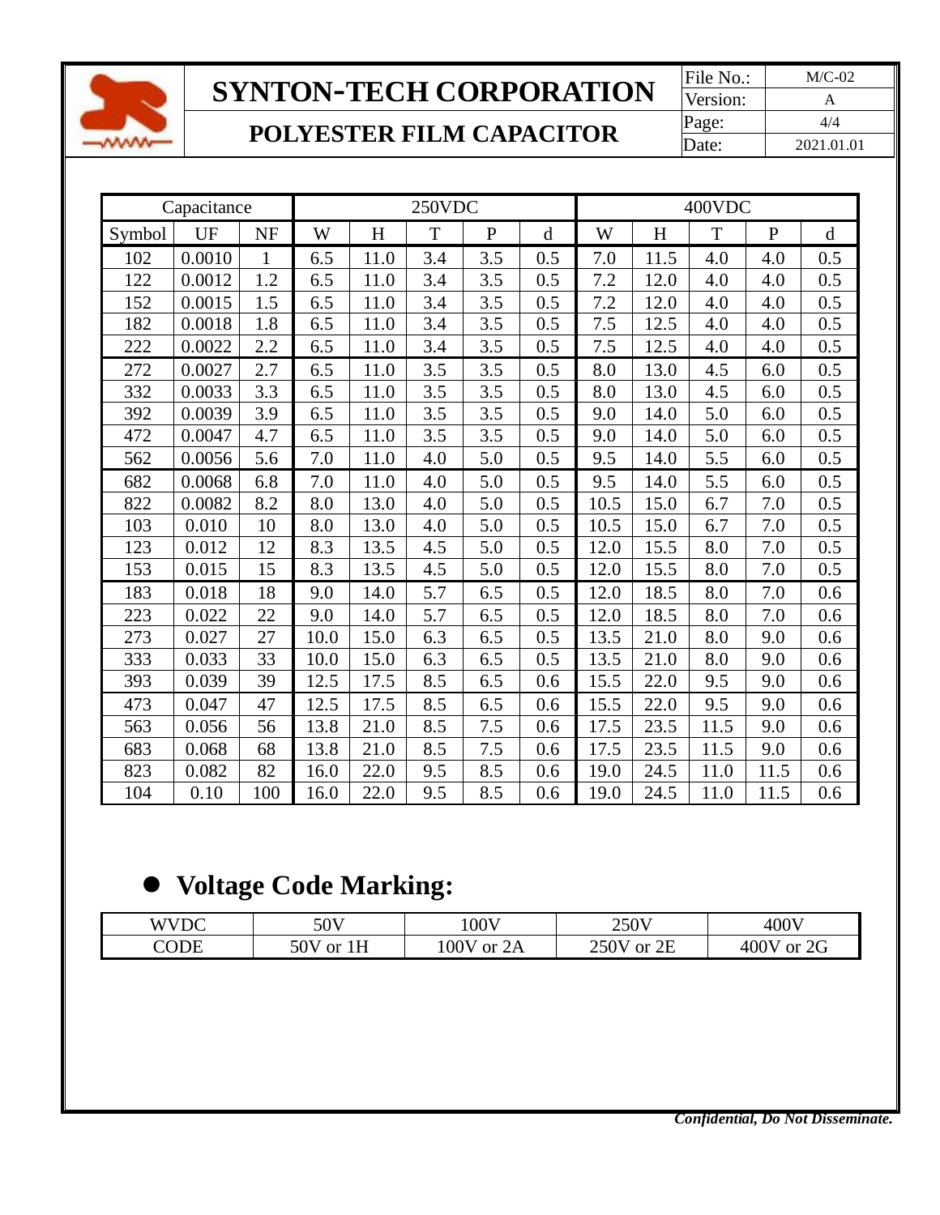| Capacitance | | | 250VDC | | | | | 400VDC | | | | |
|---|---|---|---|---|---|---|---|---|---|---|---|---|
| Symbol | UF | NF | W | H | T | P | d | W | H | T | P | d |
| 102 | 0.0010 | 1 | 6.5 | 11.0 | 3.4 | 3.5 | 0.5 | 7.0 | 11.5 | 4.0 | 4.0 | 0.5 |
| 122 | 0.0012 | 1.2 | 6.5 | 11.0 | 3.4 | 3.5 | 0.5 | 7.2 | 12.0 | 4.0 | 4.0 | 0.5 |
| 152 | 0.0015 | 1.5 | 6.5 | 11.0 | 3.4 | 3.5 | 0.5 | 7.2 | 12.0 | 4.0 | 4.0 | 0.5 |
| 182 | 0.0018 | 1.8 | 6.5 | 11.0 | 3.4 | 3.5 | 0.5 | 7.5 | 12.5 | 4.0 | 4.0 | 0.5 |
| 222 | 0.0022 | 2.2 | 6.5 | 11.0 | 3.4 | 3.5 | 0.5 | 7.5 | 12.5 | 4.0 | 4.0 | 0.5 |
| 272 | 0.0027 | 2.7 | 6.5 | 11.0 | 3.5 | 3.5 | 0.5 | 8.0 | 13.0 | 4.5 | 6.0 | 0.5 |
| 332 | 0.0033 | 3.3 | 6.5 | 11.0 | 3.5 | 3.5 | 0.5 | 8.0 | 13.0 | 4.5 | 6.0 | 0.5 |
| 392 | 0.0039 | 3.9 | 6.5 | 11.0 | 3.5 | 3.5 | 0.5 | 9.0 | 14.0 | 5.0 | 6.0 | 0.5 |
| 472 | 0.0047 | 4.7 | 6.5 | 11.0 | 3.5 | 3.5 | 0.5 | 9.0 | 14.0 | 5.0 | 6.0 | 0.5 |
| 562 | 0.0056 | 5.6 | 7.0 | 11.0 | 4.0 | 5.0 | 0.5 | 9.5 | 14.0 | 5.5 | 6.0 | 0.5 |
| 682 | 0.0068 | 6.8 | 7.0 | 11.0 | 4.0 | 5.0 | 0.5 | 9.5 | 14.0 | 5.5 | 6.0 | 0.5 |
| 822 | 0.0082 | 8.2 | 8.0 | 13.0 | 4.0 | 5.0 | 0.5 | 10.5 | 15.0 | 6.7 | 7.0 | 0.5 |
| 103 | 0.010 | 10 | 8.0 | 13.0 | 4.0 | 5.0 | 0.5 | 10.5 | 15.0 | 6.7 | 7.0 | 0.5 |
| 123 | 0.012 | 12 | 8.3 | 13.5 | 4.5 | 5.0 | 0.5 | 12.0 | 15.5 | 8.0 | 7.0 | 0.5 |
| 153 | 0.015 | 15 | 8.3 | 13.5 | 4.5 | 5.0 | 0.5 | 12.0 | 15.5 | 8.0 | 7.0 | 0.5 |
| 183 | 0.018 | 18 | 9.0 | 14.0 | 5.7 | 6.5 | 0.5 | 12.0 | 18.5 | 8.0 | 7.0 | 0.6 |
| 223 | 0.022 | 22 | 9.0 | 14.0 | 5.7 | 6.5 | 0.5 | 12.0 | 18.5 | 8.0 | 7.0 | 0.6 |
| 273 | 0.027 | 27 | 10.0 | 15.0 | 6.3 | 6.5 | 0.5 | 13.5 | 21.0 | 8.0 | 9.0 | 0.6 |
| 333 | 0.033 | 33 | 10.0 | 15.0 | 6.3 | 6.5 | 0.5 | 13.5 | 21.0 | 8.0 | 9.0 | 0.6 |
| 393 | 0.039 | 39 | 12.5 | 17.5 | 8.5 | 6.5 | 0.6 | 15.5 | 22.0 | 9.5 | 9.0 | 0.6 |
| 473 | 0.047 | 47 | 12.5 | 17.5 | 8.5 | 6.5 | 0.6 | 15.5 | 22.0 | 9.5 | 9.0 | 0.6 |
| 563 | 0.056 | 56 | 13.8 | 21.0 | 8.5 | 7.5 | 0.6 | 17.5 | 23.5 | 11.5 | 9.0 | 0.6 |
| 683 | 0.068 | 68 | 13.8 | 21.0 | 8.5 | 7.5 | 0.6 | 17.5 | 23.5 | 11.5 | 9.0 | 0.6 |
| 823 | 0.082 | 82 | 16.0 | 22.0 | 9.5 | 8.5 | 0.6 | 19.0 | 24.5 | 11.0 | 11.5 | 0.6 |
| 104 | 0.10 | 100 | 16.0 | 22.0 | 9.5 | 8.5 | 0.6 | 19.0 | 24.5 | 11.0 | 11.5 | 0.6 |

- **Voltage Code Marking:**

| WVDC | 50V | 100V | 250V | 400V |
|---|---|---|---|---|
| CODE | 50V or 1H | 100V or 2A | 250V or 2E | 400V or 2G |

***Confidential, Do Not Disseminate.***